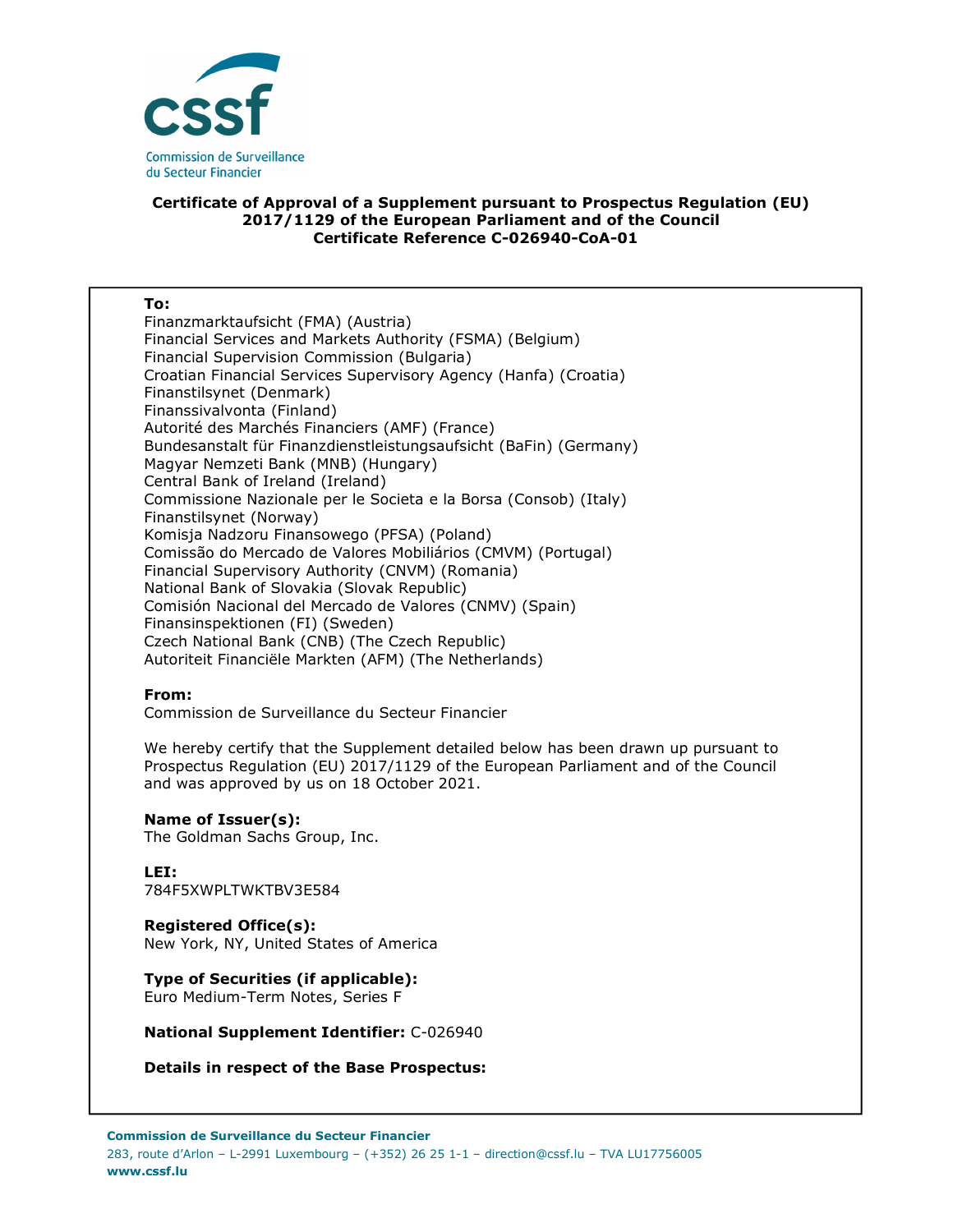cssf

Commission de Surveillance du Secteur Financier

**Certificate of Approval of a Supplement pursuant to Prospectus Regulation (EU) 2017/1129 of the European Parliament and of the Council**
**Certificate Reference C-026940-CoA-01**

**To:**
Finanzmarktaufsicht (FMA) (Austria)
Financial Services and Markets Authority (FSMA) (Belgium)
Financial Supervision Commission (Bulgaria)
Croatian Financial Services Supervisory Agency (Hanfa) (Croatia)
Finanstilsynet (Denmark)
Finanssivalvonta (Finland)
Autorité des Marchés Financiers (AMF) (France)
Bundesanstalt für Finanzdienstleistungsaufsicht (BaFin) (Germany)
Magyar Nemzeti Bank (MNB) (Hungary)
Central Bank of Ireland (Ireland)
Commissione Nazionale per le Societa e la Borsa (Consob) (Italy)
Finanstilsynet (Norway)
Komisja Nadzoru Finansowego (PFSA) (Poland)
Comissão do Mercado de Valores Mobiliários (CMVM) (Portugal)
Financial Supervisory Authority (CNVM) (Romania)
National Bank of Slovakia (Slovak Republic)
Comisión Nacional del Mercado de Valores (CNMV) (Spain)
Finansinspektionen (FI) (Sweden)
Czech National Bank (CNB) (The Czech Republic)
Autoriteit Financiële Markten (AFM) (The Netherlands)

**From:**
Commission de Surveillance du Secteur Financier

We hereby certify that the Supplement detailed below has been drawn up pursuant to Prospectus Regulation (EU) 2017/1129 of the European Parliament and of the Council and was approved by us on 18 October 2021.

**Name of Issuer(s):**
The Goldman Sachs Group, Inc.

**LEI:**
784F5XWPLTWKTBV3E584

**Registered Office(s):**
New York, NY, United States of America

**Type of Securities (if applicable):**
Euro Medium-Term Notes, Series F

**National Supplement Identifier:** C-026940

**Details in respect of the Base Prospectus:**

**Commission de Surveillance du Secteur Financier**
283, route d'Arlon – L-2991 Luxembourg – (+352) 26 25 1-1 – direction@cssf.lu – TVA LU17756005
**www.cssf.lu**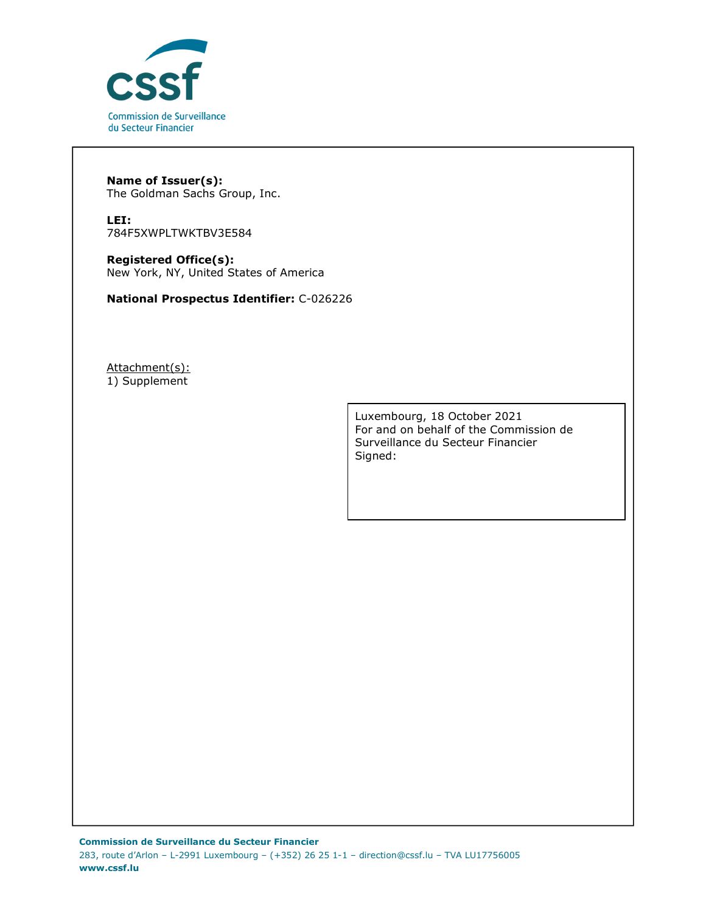**Name of Issuer(s):**
The Goldman Sachs Group, Inc.

**LEI:**
784F5XWPLTWKTBV3E584

**Registered Office(s):**
New York, NY, United States of America

**National Prospectus Identifier:** C-026226

Attachment(s):
1) Supplement

Luxembourg, 18 October 2021
For and on behalf of the Commission de Surveillance du Secteur Financier
Signed:

**Commission de Surveillance du Secteur Financier**
283, route d'Arlon – L-2991 Luxembourg – (+352) 26 25 1-1 – direction@cssf.lu – TVA LU17756005
**www.cssf.lu**